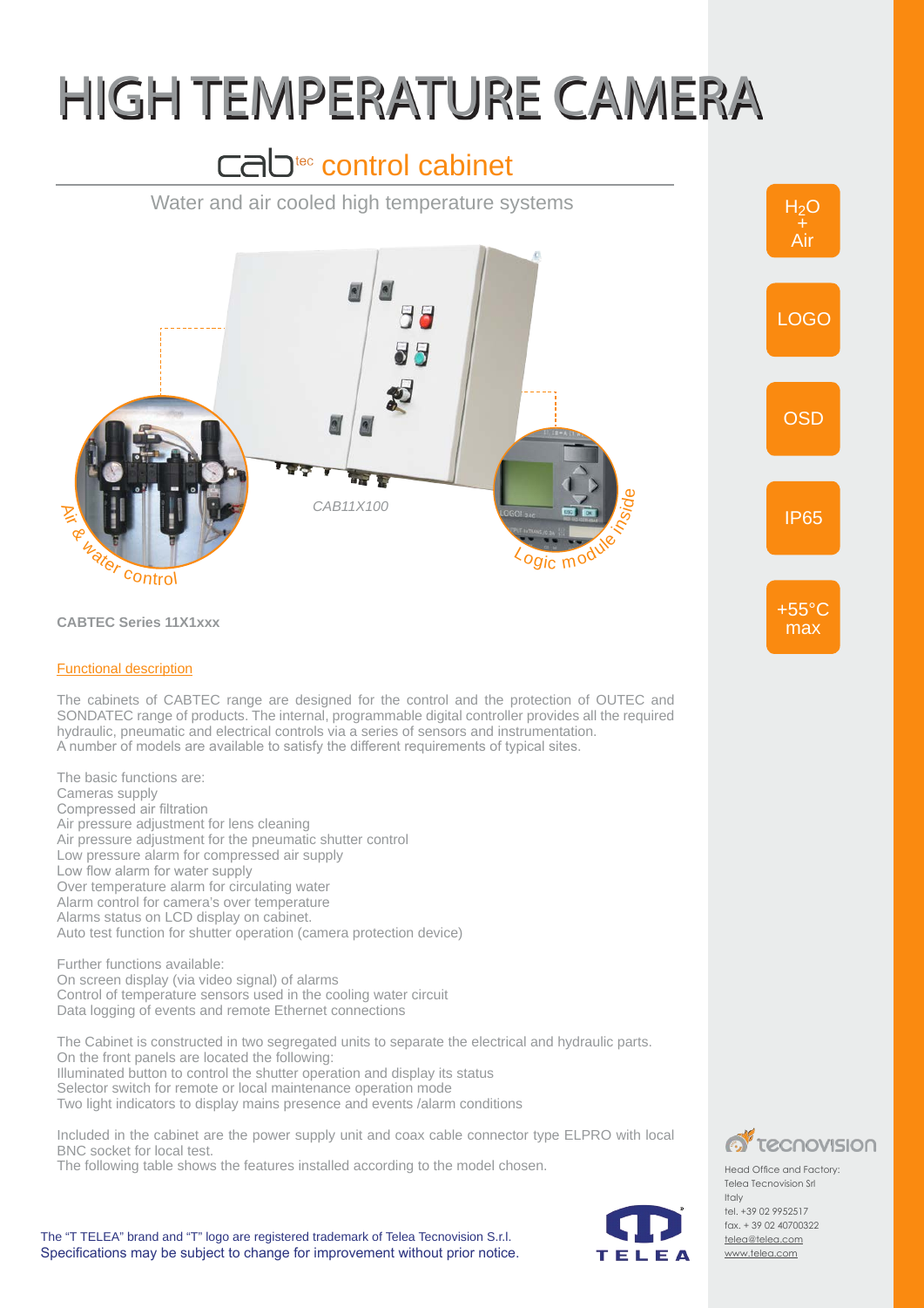# HIGH TEMPERATURE CAMERA

## cab[tec] control cabinet

Water and air cooled high temperature systems

Air & water control

CAB11X100

Logic module inside

$H_2O$ + Air

LOGO

OSD

IP65

+55°C max

**CABTEC Series 11X1xxx**

Functional description

The cabinets of CABTEC range are designed for the control and the protection of OUTEC and SONDATEC range of products. The internal, programmable digital controller provides all the required hydraulic, pneumatic and electrical controls via a series of sensors and instrumentation.
A number of models are available to satisfy the different requirements of typical sites.

The basic functions are:
Cameras supply
Compressed air filtration
Air pressure adjustment for lens cleaning
Air pressure adjustment for the pneumatic shutter control
Low pressure alarm for compressed air supply
Low flow alarm for water supply
Over temperature alarm for circulating water
Alarm control for camera's over temperature
Alarms status on LCD display on cabinet.
Auto test function for shutter operation (camera protection device)

Further functions available:
On screen display (via video signal) of alarms
Control of temperature sensors used in the cooling water circuit
Data logging of events and remote Ethernet connections

The Cabinet is constructed in two segregated units to separate the electrical and hydraulic parts.
On the front panels are located the following:
Illuminated button to control the shutter operation and display its status
Selector switch for remote or local maintenance operation mode
Two light indicators to display mains presence and events /alarm conditions

Included in the cabinet are the power supply unit and coax cable connector type ELPRO with local BNC socket for local test.
The following table shows the features installed according to the model chosen.

The "T TELEA" brand and "T" logo are registered trademark of Telea Tecnovision S.r.l.
Specifications may be subject to change for improvement without prior notice.

TELEA

tecnovision

Head Office and Factory:
Telea Tecnovision Srl
Italy
tel. +39 02 9952517
fax. + 39 02 40700322
telea@telea.com
www.telea.com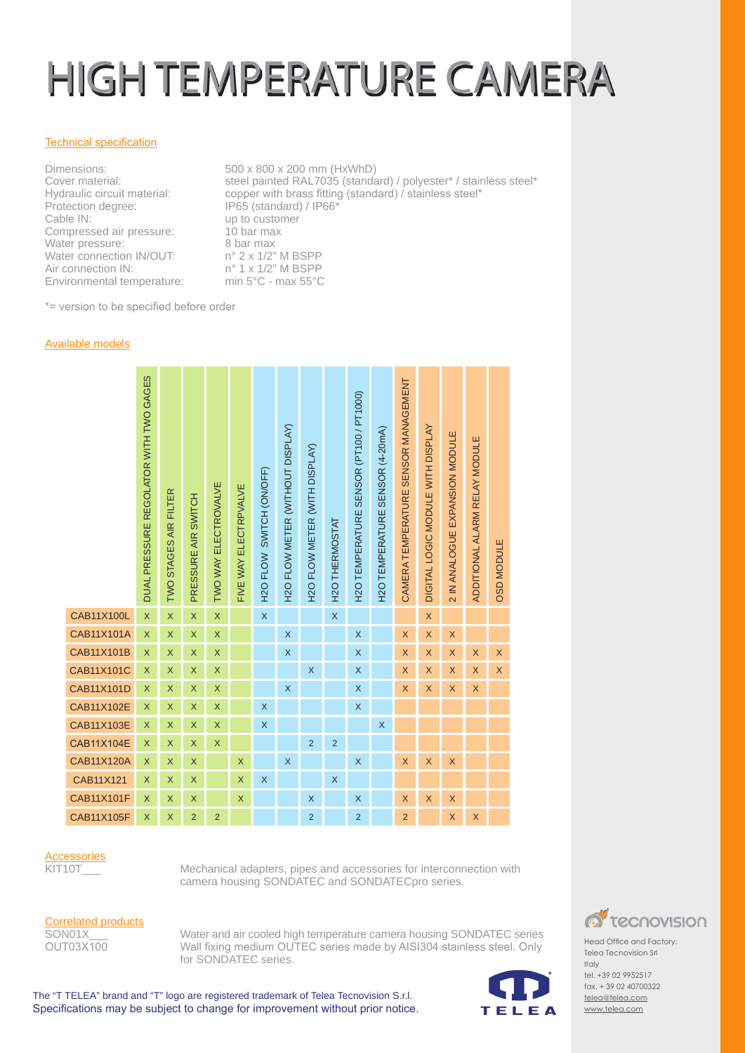# HIGH TEMPERATURE CAMERA

## Technical specification

| | |
|---|---|
| Dimensions: | 500 x 800 x 200 mm (HxWhD) |
| Cover material: | steel painted RAL7035 (standard) / polyester* / stainless steel* |
| Hydraulic circuit material: | copper with brass fitting (standard) / stainless steel* |
| Protection degree: | IP65 (standard) / IP66* |
| Cable IN: | up to customer |
| Compressed air pressure: | 10 bar max |
| Water pressure: | 8 bar max |
| Water connection IN/OUT: | n° 2 x 1/2" M BSPP |
| Air connection IN: | n° 1 x 1/2" M BSPP |
| Environmental temperature: | min 5°C - max 55°C |

*= version to be specified before order

## Available models

| | DUAL PRESSURE REGOLATOR WITH TWO GAGES | TWO STAGES AIR FILTER | PRESSURE AIR SWITCH | TWO WAY ELECTROVALVE | FIVE WAY ELECTRPVALVE | H2O FLOW SWITCH (ON/OFF) | H2O FLOW METER (WITHOUT DISPLAY) | H2O FLOW METER (WITH DISPLAY) | H2O THERMOSTAT | H2O TEMPERATURE SENSOR (PT100 / PT1000) | H2O TEMPERATURE SENSOR (4-20mA) | CAMERA TEMPERATURE SENSOR MANAGEMENT | DIGITAL LOGIC MODULE WITH DISPLAY | 2 IN ANALOGUE EXPANSION MODULE | ADDITIONAL ALARM RELAY MODULE | OSD MODULE |
|---|---|---|---|---|---|---|---|---|---|---|---|---|---|---|---|---|
| CAB11X100L | X | X | X | X | | X | | | X | | | | X | | | |
| CAB11X101A | X | X | X | X | | | X | | | X | | X | X | X | | |
| CAB11X101B | X | X | X | X | | | X | | | X | | X | X | X | X | X |
| CAB11X101C | X | X | X | X | | | | X | | X | | X | X | X | X | X |
| CAB11X101D | X | X | X | X | | | X | | | X | | X | X | X | X | |
| CAB11X102E | X | X | X | X | | X | | | | X | | | | | | |
| CAB11X103E | X | X | X | X | | X | | | | | X | | | | | |
| CAB11X104E | X | X | X | X | | | | 2 | 2 | | | | | | | |
| CAB11X120A | X | X | X | | X | | X | | | X | | X | X | X | | |
| CAB11X121 | X | X | X | | X | X | | | X | | | | | | | |
| CAB11X101F | X | X | X | | X | | | X | | X | | X | X | X | | |
| CAB11X105F | X | X | 2 | 2 | | | | 2 | | 2 | | 2 | | X | X | |

## Accessories

KIT10T___ Mechanical adapters, pipes and accessories for interconnection with camera housing SONDATEC and SONDATECpro series.

## Correlated products

SON01X___ Water and air cooled high temperature camera housing SONDATEC series

OUT03X100 Wall fixing medium OUTEC series made by AISI304 stainless steel. Only for SONDATEC series.

The "T TELEA" brand and "T" logo are registered trademark of Telea Tecnovision S.r.l.
Specifications may be subject to change for improvement without prior notice.

tecnovision

Head Office and Factory:
Telea Tecnovision Srl
Italy
tel. +39 02 9952517
fax. + 39 02 40700322
telea@telea.com
www.telea.com

TELEA